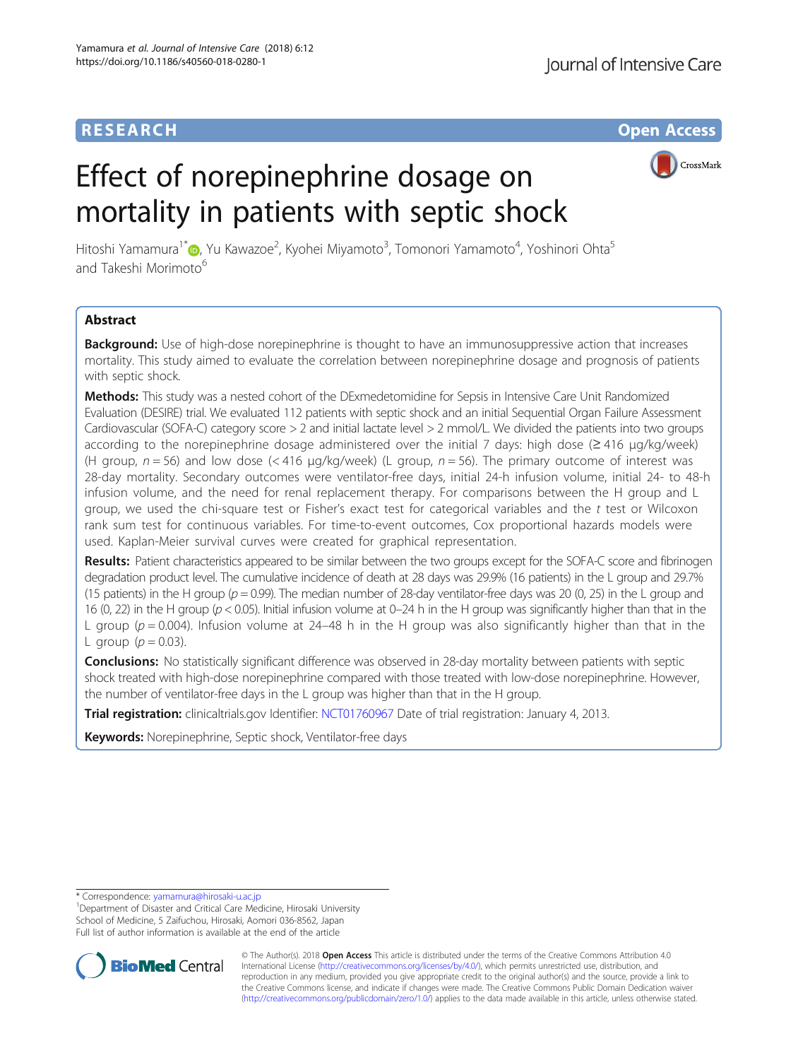RESEARCH

Open Access

# Effect of norepinephrine dosage on mortality in patients with septic shock

Hitoshi Yamamura[1*], Yu Kawazoe[2], Kyohei Miyamoto[3], Tomonori Yamamoto[4], Yoshinori Ohta[5] and Takeshi Morimoto[6]

## Abstract

**Background:** Use of high-dose norepinephrine is thought to have an immunosuppressive action that increases mortality. This study aimed to evaluate the correlation between norepinephrine dosage and prognosis of patients with septic shock.

**Methods:** This study was a nested cohort of the DExmedetomidine for Sepsis in Intensive Care Unit Randomized Evaluation (DESIRE) trial. We evaluated 112 patients with septic shock and an initial Sequential Organ Failure Assessment Cardiovascular (SOFA-C) category score > 2 and initial lactate level > 2 mmol/L. We divided the patients into two groups according to the norepinephrine dosage administered over the initial 7 days: high dose (≥ 416 μg/kg/week) (H group, $n = 56$) and low dose (< 416 μg/kg/week) (L group, $n = 56$). The primary outcome of interest was 28-day mortality. Secondary outcomes were ventilator-free days, initial 24-h infusion volume, initial 24- to 48-h infusion volume, and the need for renal replacement therapy. For comparisons between the H group and L group, we used the chi-square test or Fisher's exact test for categorical variables and the *t* test or Wilcoxon rank sum test for continuous variables. For time-to-event outcomes, Cox proportional hazards models were used. Kaplan-Meier survival curves were created for graphical representation.

**Results:** Patient characteristics appeared to be similar between the two groups except for the SOFA-C score and fibrinogen degradation product level. The cumulative incidence of death at 28 days was 29.9% (16 patients) in the L group and 29.7% (15 patients) in the H group ($p = 0.99$). The median number of 28-day ventilator-free days was 20 (0, 25) in the L group and 16 (0, 22) in the H group ($p < 0.05$). Initial infusion volume at 0–24 h in the H group was significantly higher than that in the L group ($p = 0.004$). Infusion volume at 24–48 h in the H group was also significantly higher than that in the L group ($p = 0.03$).

**Conclusions:** No statistically significant difference was observed in 28-day mortality between patients with septic shock treated with high-dose norepinephrine compared with those treated with low-dose norepinephrine. However, the number of ventilator-free days in the L group was higher than that in the H group.

**Trial registration:** clinicaltrials.gov Identifier: NCT01760967 Date of trial registration: January 4, 2013.

**Keywords:** Norepinephrine, Septic shock, Ventilator-free days

---

\* Correspondence: yamamura@hirosaki-u.ac.jp

[1]Department of Disaster and Critical Care Medicine, Hirosaki University School of Medicine, 5 Zaifuchou, Hirosaki, Aomori 036-8562, Japan

Full list of author information is available at the end of the article

© The Author(s). 2018 **Open Access** This article is distributed under the terms of the Creative Commons Attribution 4.0 International License (http://creativecommons.org/licenses/by/4.0/), which permits unrestricted use, distribution, and reproduction in any medium, provided you give appropriate credit to the original author(s) and the source, provide a link to the Creative Commons license, and indicate if changes were made. The Creative Commons Public Domain Dedication waiver (http://creativecommons.org/publicdomain/zero/1.0/) applies to the data made available in this article, unless otherwise stated.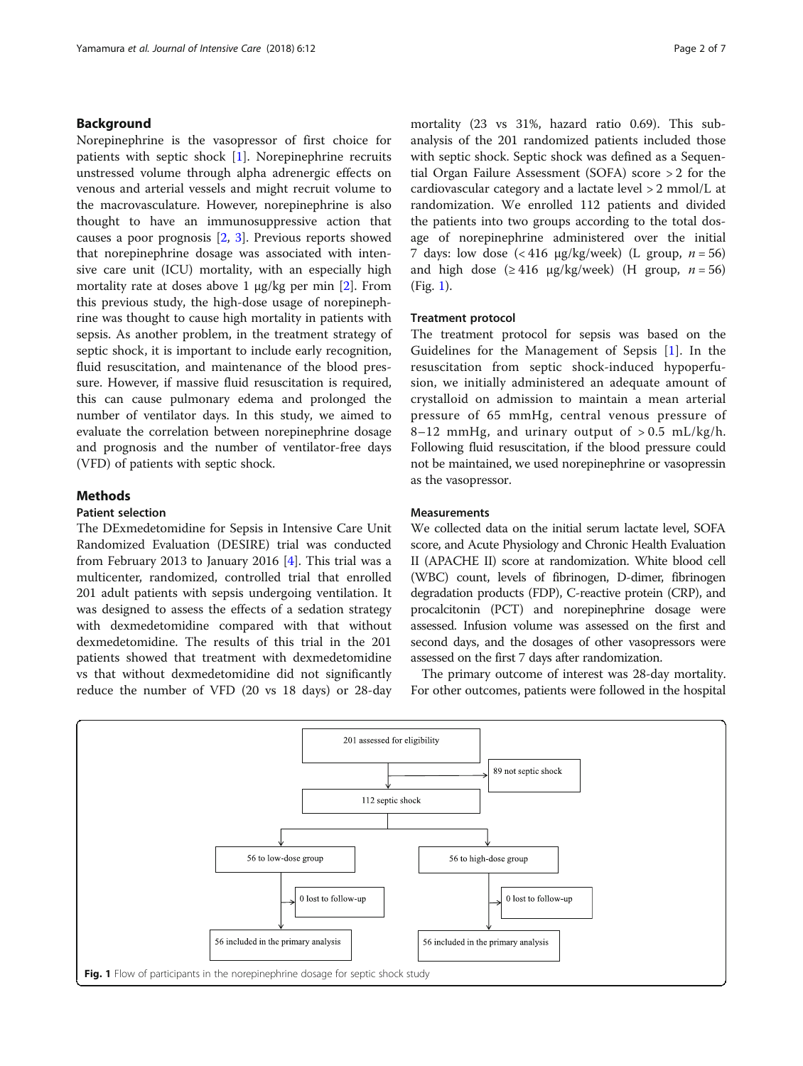## Background

Norepinephrine is the vasopressor of first choice for patients with septic shock [1]. Norepinephrine recruits unstressed volume through alpha adrenergic effects on venous and arterial vessels and might recruit volume to the macrovasculature. However, norepinephrine is also thought to have an immunosuppressive action that causes a poor prognosis [2, 3]. Previous reports showed that norepinephrine dosage was associated with intensive care unit (ICU) mortality, with an especially high mortality rate at doses above 1 μg/kg per min [2]. From this previous study, the high-dose usage of norepinephrine was thought to cause high mortality in patients with sepsis. As another problem, in the treatment strategy of septic shock, it is important to include early recognition, fluid resuscitation, and maintenance of the blood pressure. However, if massive fluid resuscitation is required, this can cause pulmonary edema and prolonged the number of ventilator days. In this study, we aimed to evaluate the correlation between norepinephrine dosage and prognosis and the number of ventilator-free days (VFD) of patients with septic shock.

## Methods

### Patient selection

The DExmedetomidine for Sepsis in Intensive Care Unit Randomized Evaluation (DESIRE) trial was conducted from February 2013 to January 2016 [4]. This trial was a multicenter, randomized, controlled trial that enrolled 201 adult patients with sepsis undergoing ventilation. It was designed to assess the effects of a sedation strategy with dexmedetomidine compared with that without dexmedetomidine. The results of this trial in the 201 patients showed that treatment with dexmedetomidine vs that without dexmedetomidine did not significantly reduce the number of VFD (20 vs 18 days) or 28-day mortality (23 vs 31%, hazard ratio 0.69). This subanalysis of the 201 randomized patients included those with septic shock. Septic shock was defined as a Sequential Organ Failure Assessment (SOFA) score > 2 for the cardiovascular category and a lactate level > 2 mmol/L at randomization. We enrolled 112 patients and divided the patients into two groups according to the total dosage of norepinephrine administered over the initial 7 days: low dose (< 416 μg/kg/week) (L group, $n = 56$) and high dose (≥ 416 μg/kg/week) (H group, $n = 56$) (Fig. 1).

### Treatment protocol

The treatment protocol for sepsis was based on the Guidelines for the Management of Sepsis [1]. In the resuscitation from septic shock-induced hypoperfusion, we initially administered an adequate amount of crystalloid on admission to maintain a mean arterial pressure of 65 mmHg, central venous pressure of 8–12 mmHg, and urinary output of > 0.5 mL/kg/h. Following fluid resuscitation, if the blood pressure could not be maintained, we used norepinephrine or vasopressin as the vasopressor.

### Measurements

We collected data on the initial serum lactate level, SOFA score, and Acute Physiology and Chronic Health Evaluation II (APACHE II) score at randomization. White blood cell (WBC) count, levels of fibrinogen, D-dimer, fibrinogen degradation products (FDP), C-reactive protein (CRP), and procalcitonin (PCT) and norepinephrine dosage were assessed. Infusion volume was assessed on the first and second days, and the dosages of other vasopressors were assessed on the first 7 days after randomization.

The primary outcome of interest was 28-day mortality. For other outcomes, patients were followed in the hospital

201 assessed for eligibility → 89 not septic shock

112 septic shock

56 to low-dose group → 0 lost to follow-up → 56 included in the primary analysis

56 to high-dose group → 0 lost to follow-up → 56 included in the primary analysis

**Fig. 1** Flow of participants in the norepinephrine dosage for septic shock study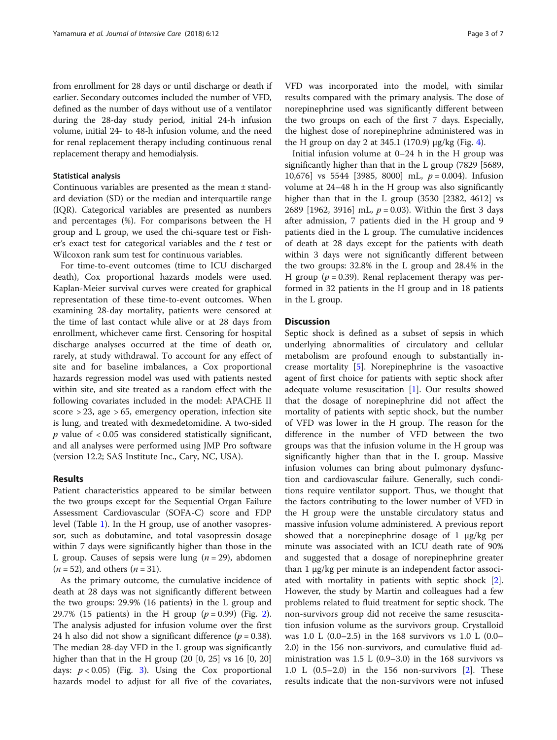from enrollment for 28 days or until discharge or death if earlier. Secondary outcomes included the number of VFD, defined as the number of days without use of a ventilator during the 28-day study period, initial 24-h infusion volume, initial 24- to 48-h infusion volume, and the need for renal replacement therapy including continuous renal replacement therapy and hemodialysis.

### Statistical analysis

Continuous variables are presented as the mean ± standard deviation (SD) or the median and interquartile range (IQR). Categorical variables are presented as numbers and percentages (%). For comparisons between the H group and L group, we used the chi-square test or Fisher's exact test for categorical variables and the *t* test or Wilcoxon rank sum test for continuous variables.

For time-to-event outcomes (time to ICU discharged death), Cox proportional hazards models were used. Kaplan-Meier survival curves were created for graphical representation of these time-to-event outcomes. When examining 28-day mortality, patients were censored at the time of last contact while alive or at 28 days from enrollment, whichever came first. Censoring for hospital discharge analyses occurred at the time of death or, rarely, at study withdrawal. To account for any effect of site and for baseline imbalances, a Cox proportional hazards regression model was used with patients nested within site, and site treated as a random effect with the following covariates included in the model: APACHE II score > 23, age > 65, emergency operation, infection site is lung, and treated with dexmedetomidine. A two-sided $p$ value of < 0.05 was considered statistically significant, and all analyses were performed using JMP Pro software (version 12.2; SAS Institute Inc., Cary, NC, USA).

## Results

Patient characteristics appeared to be similar between the two groups except for the Sequential Organ Failure Assessment Cardiovascular (SOFA-C) score and FDP level (Table 1). In the H group, use of another vasopressor, such as dobutamine, and total vasopressin dosage within 7 days were significantly higher than those in the L group. Causes of sepsis were lung ($n = 29$), abdomen ($n = 52$), and others ($n = 31$).

As the primary outcome, the cumulative incidence of death at 28 days was not significantly different between the two groups: 29.9% (16 patients) in the L group and 29.7% (15 patients) in the H group ($p = 0.99$) (Fig. 2). The analysis adjusted for infusion volume over the first 24 h also did not show a significant difference ($p = 0.38$). The median 28-day VFD in the L group was significantly higher than that in the H group (20 [0, 25] vs 16 [0, 20] days: $p < 0.05$) (Fig. 3). Using the Cox proportional hazards model to adjust for all five of the covariates, VFD was incorporated into the model, with similar results compared with the primary analysis. The dose of norepinephrine used was significantly different between the two groups on each of the first 7 days. Especially, the highest dose of norepinephrine administered was in the H group on day 2 at 345.1 (170.9) μg/kg (Fig. 4).

Initial infusion volume at 0–24 h in the H group was significantly higher than that in the L group (7829 [5689, 10,676] vs 5544 [3985, 8000] mL, $p = 0.004$). Infusion volume at 24–48 h in the H group was also significantly higher than that in the L group (3530 [2382, 4612] vs 2689 [1962, 3916] mL, $p = 0.03$). Within the first 3 days after admission, 7 patients died in the H group and 9 patients died in the L group. The cumulative incidences of death at 28 days except for the patients with death within 3 days were not significantly different between the two groups: 32.8% in the L group and 28.4% in the H group ($p = 0.39$). Renal replacement therapy was performed in 32 patients in the H group and in 18 patients in the L group.

## Discussion

Septic shock is defined as a subset of sepsis in which underlying abnormalities of circulatory and cellular metabolism are profound enough to substantially increase mortality [5]. Norepinephrine is the vasoactive agent of first choice for patients with septic shock after adequate volume resuscitation [1]. Our results showed that the dosage of norepinephrine did not affect the mortality of patients with septic shock, but the number of VFD was lower in the H group. The reason for the difference in the number of VFD between the two groups was that the infusion volume in the H group was significantly higher than that in the L group. Massive infusion volumes can bring about pulmonary dysfunction and cardiovascular failure. Generally, such conditions require ventilator support. Thus, we thought that the factors contributing to the lower number of VFD in the H group were the unstable circulatory status and massive infusion volume administered. A previous report showed that a norepinephrine dosage of 1 μg/kg per minute was associated with an ICU death rate of 90% and suggested that a dosage of norepinephrine greater than 1 μg/kg per minute is an independent factor associated with mortality in patients with septic shock [2]. However, the study by Martin and colleagues had a few problems related to fluid treatment for septic shock. The non-survivors group did not receive the same resuscitation infusion volume as the survivors group. Crystalloid was 1.0 L (0.0–2.5) in the 168 survivors vs 1.0 L (0.0–2.0) in the 156 non-survivors, and cumulative fluid administration was 1.5 L (0.9–3.0) in the 168 survivors vs 1.0 L (0.5–2.0) in the 156 non-survivors [2]. These results indicate that the non-survivors were not infused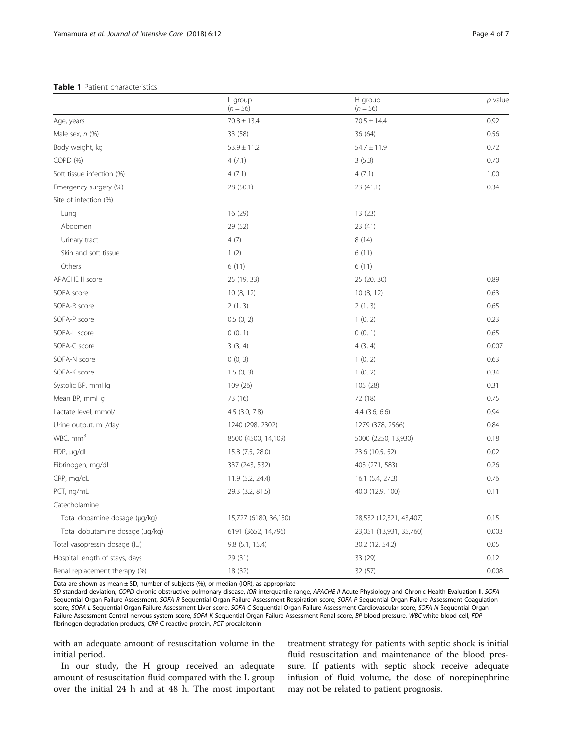**Table 1** Patient characteristics

| | L group ($n = 56$) | H group ($n = 56$) | $p$ value |
|---|---|---|---|
| Age, years | 70.8 ± 13.4 | 70.5 ± 14.4 | 0.92 |
| Male sex, $n$ (%) | 33 (58) | 36 (64) | 0.56 |
| Body weight, kg | 53.9 ± 11.2 | 54.7 ± 11.9 | 0.72 |
| COPD (%) | 4 (7.1) | 3 (5.3) | 0.70 |
| Soft tissue infection (%) | 4 (7.1) | 4 (7.1) | 1.00 |
| Emergency surgery (%) | 28 (50.1) | 23 (41.1) | 0.34 |
| Site of infection (%) | | | |
| Lung | 16 (29) | 13 (23) | |
| Abdomen | 29 (52) | 23 (41) | |
| Urinary tract | 4 (7) | 8 (14) | |
| Skin and soft tissue | 1 (2) | 6 (11) | |
| Others | 6 (11) | 6 (11) | |
| APACHE II score | 25 (19, 33) | 25 (20, 30) | 0.89 |
| SOFA score | 10 (8, 12) | 10 (8, 12) | 0.63 |
| SOFA-R score | 2 (1, 3) | 2 (1, 3) | 0.65 |
| SOFA-P score | 0.5 (0, 2) | 1 (0, 2) | 0.23 |
| SOFA-L score | 0 (0, 1) | 0 (0, 1) | 0.65 |
| SOFA-C score | 3 (3, 4) | 4 (3, 4) | 0.007 |
| SOFA-N score | 0 (0, 3) | 1 (0, 2) | 0.63 |
| SOFA-K score | 1.5 (0, 3) | 1 (0, 2) | 0.34 |
| Systolic BP, mmHg | 109 (26) | 105 (28) | 0.31 |
| Mean BP, mmHg | 73 (16) | 72 (18) | 0.75 |
| Lactate level, mmol/L | 4.5 (3.0, 7.8) | 4.4 (3.6, 6.6) | 0.94 |
| Urine output, mL/day | 1240 (298, 2302) | 1279 (378, 2566) | 0.84 |
| WBC, mm$^3$ | 8500 (4500, 14,109) | 5000 (2250, 13,930) | 0.18 |
| FDP, μg/dL | 15.8 (7.5, 28.0) | 23.6 (10.5, 52) | 0.02 |
| Fibrinogen, mg/dL | 337 (243, 532) | 403 (271, 583) | 0.26 |
| CRP, mg/dL | 11.9 (5.2, 24.4) | 16.1 (5.4, 27.3) | 0.76 |
| PCT, ng/mL | 29.3 (3.2, 81.5) | 40.0 (12.9, 100) | 0.11 |
| Catecholamine | | | |
| Total dopamine dosage (μg/kg) | 15,727 (6180, 36,150) | 28,532 (12,321, 43,407) | 0.15 |
| Total dobutamine dosage (μg/kg) | 6191 (3652, 14,796) | 23,051 (13,931, 35,760) | 0.003 |
| Total vasopressin dosage (IU) | 9.8 (5.1, 15.4) | 30.2 (12, 54.2) | 0.05 |
| Hospital length of stays, days | 29 (31) | 33 (29) | 0.12 |
| Renal replacement therapy (%) | 18 (32) | 32 (57) | 0.008 |

Data are shown as mean ± SD, number of subjects (%), or median (IQR), as appropriate

*SD* standard deviation, *COPD* chronic obstructive pulmonary disease, *IQR* interquartile range, *APACHE II* Acute Physiology and Chronic Health Evaluation II, *SOFA* Sequential Organ Failure Assessment, *SOFA-R* Sequential Organ Failure Assessment Respiration score, *SOFA-P* Sequential Organ Failure Assessment Coagulation score, *SOFA-L* Sequential Organ Failure Assessment Liver score, *SOFA-C* Sequential Organ Failure Assessment Cardiovascular score, *SOFA-N* Sequential Organ Failure Assessment Central nervous system score, *SOFA-K* Sequential Organ Failure Assessment Renal score, *BP* blood pressure, *WBC* white blood cell, *FDP* fibrinogen degradation products, *CRP* C-reactive protein, *PCT* procalcitonin

with an adequate amount of resuscitation volume in the initial period.

In our study, the H group received an adequate amount of resuscitation fluid compared with the L group over the initial 24 h and at 48 h. The most important treatment strategy for patients with septic shock is initial fluid resuscitation and maintenance of the blood pressure. If patients with septic shock receive adequate infusion of fluid volume, the dose of norepinephrine may not be related to patient prognosis.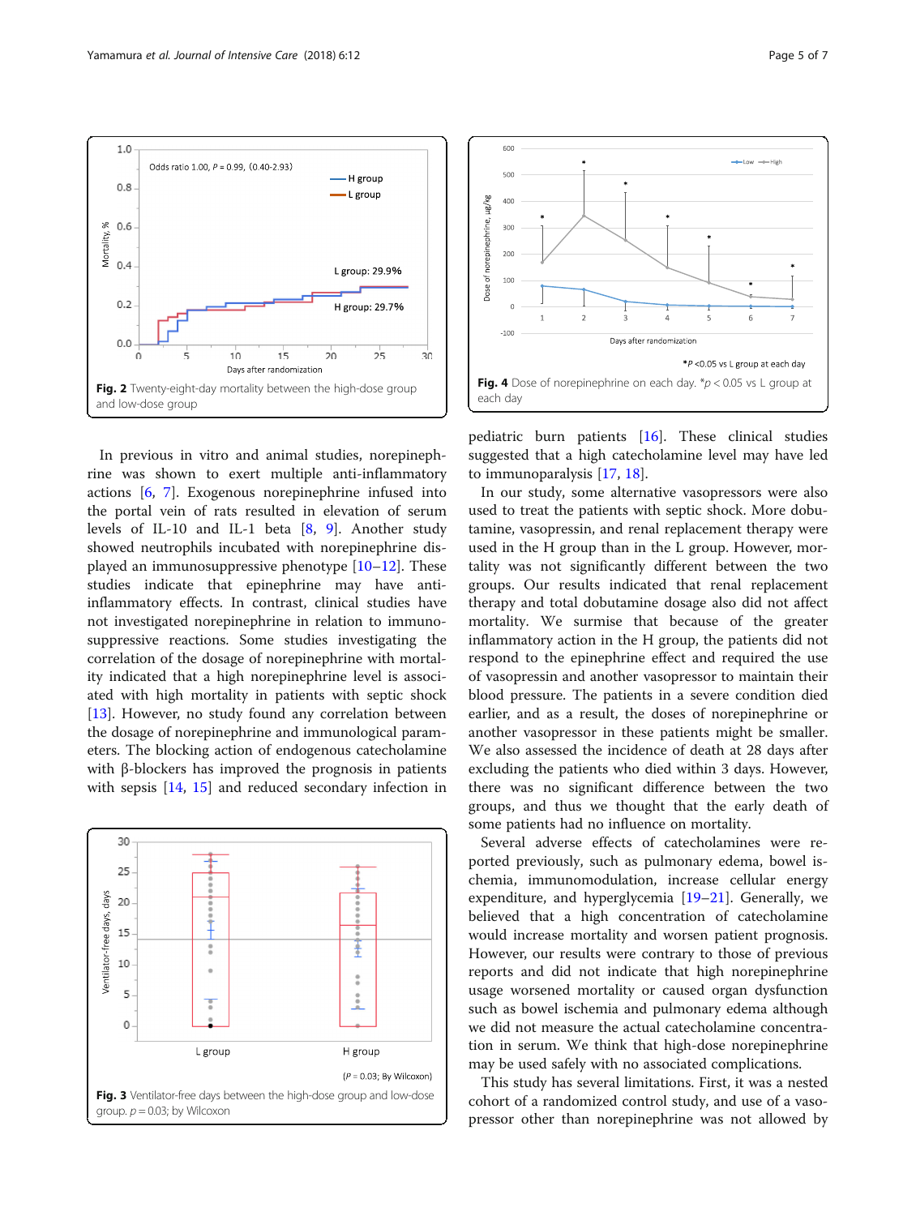Fig. 2 Twenty-eight-day mortality between the high-dose group and low-dose group

In previous in vitro and animal studies, norepinephrine was shown to exert multiple anti-inflammatory actions [6, 7]. Exogenous norepinephrine infused into the portal vein of rats resulted in elevation of serum levels of IL-10 and IL-1 beta [8, 9]. Another study showed neutrophils incubated with norepinephrine displayed an immunosuppressive phenotype [10–12]. These studies indicate that epinephrine may have anti-inflammatory effects. In contrast, clinical studies have not investigated norepinephrine in relation to immunosuppressive reactions. Some studies investigating the correlation of the dosage of norepinephrine with mortality indicated that a high norepinephrine level is associated with high mortality in patients with septic shock [13]. However, no study found any correlation between the dosage of norepinephrine and immunological parameters. The blocking action of endogenous catecholamine with β-blockers has improved the prognosis in patients with sepsis [14, 15] and reduced secondary infection in pediatric burn patients [16]. These clinical studies suggested that a high catecholamine level may have led to immunoparalysis [17, 18].

Fig. 3 Ventilator-free days between the high-dose group and low-dose group. $p = 0.03$; by Wilcoxon

Fig. 4 Dose of norepinephrine on each day. *$p < 0.05$ vs L group at each day

In our study, some alternative vasopressors were also used to treat the patients with septic shock. More dobutamine, vasopressin, and renal replacement therapy were used in the H group than in the L group. However, mortality was not significantly different between the two groups. Our results indicated that renal replacement therapy and total dobutamine dosage also did not affect mortality. We surmise that because of the greater inflammatory action in the H group, the patients did not respond to the epinephrine effect and required the use of vasopressin and another vasopressor to maintain their blood pressure. The patients in a severe condition died earlier, and as a result, the doses of norepinephrine or another vasopressor in these patients might be smaller. We also assessed the incidence of death at 28 days after excluding the patients who died within 3 days. However, there was no significant difference between the two groups, and thus we thought that the early death of some patients had no influence on mortality.

Several adverse effects of catecholamines were reported previously, such as pulmonary edema, bowel ischemia, immunomodulation, increase cellular energy expenditure, and hyperglycemia [19–21]. Generally, we believed that a high concentration of catecholamine would increase mortality and worsen patient prognosis. However, our results were contrary to those of previous reports and did not indicate that high norepinephrine usage worsened mortality or caused organ dysfunction such as bowel ischemia and pulmonary edema although we did not measure the actual catecholamine concentration in serum. We think that high-dose norepinephrine may be used safely with no associated complications.

This study has several limitations. First, it was a nested cohort of a randomized control study, and use of a vasopressor other than norepinephrine was not allowed by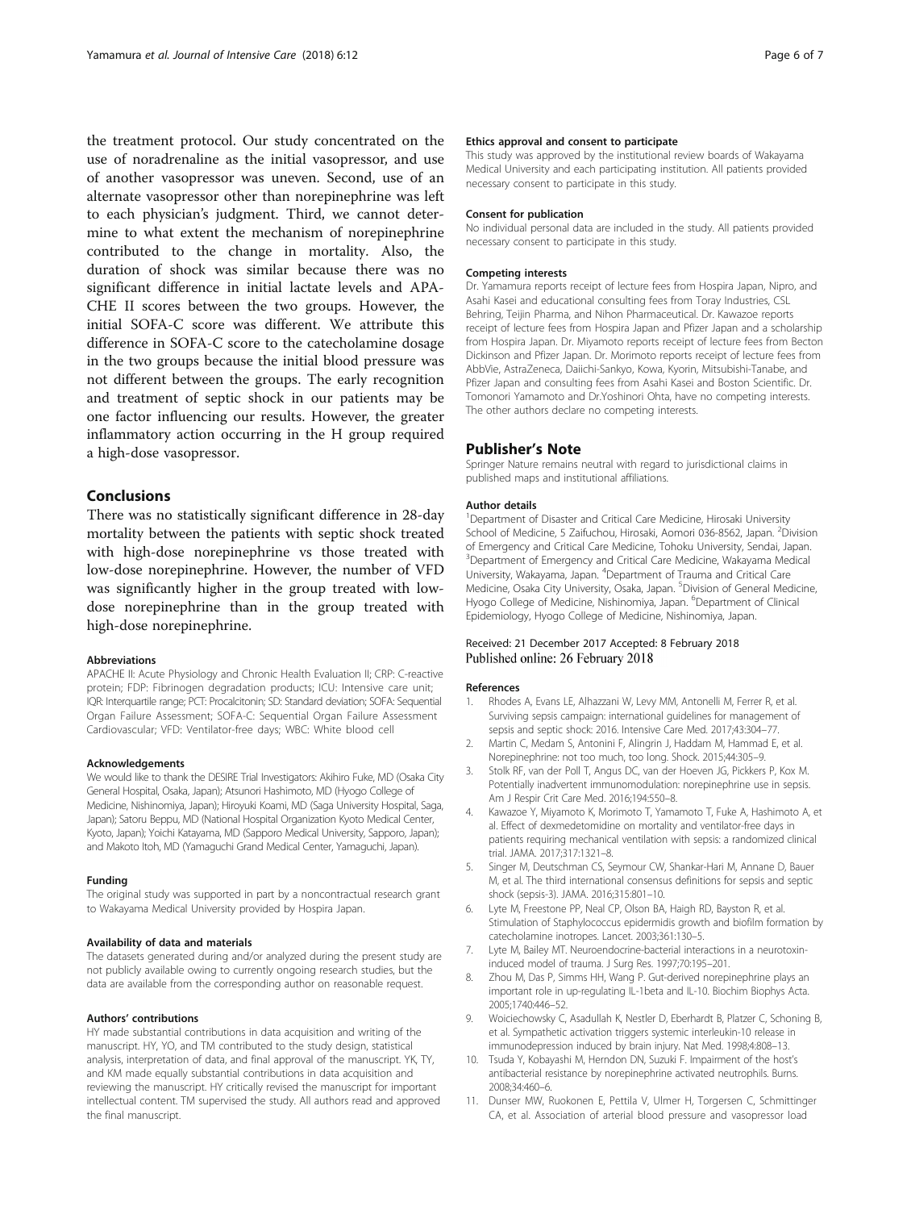the treatment protocol. Our study concentrated on the use of noradrenaline as the initial vasopressor, and use of another vasopressor was uneven. Second, use of an alternate vasopressor other than norepinephrine was left to each physician's judgment. Third, we cannot determine to what extent the mechanism of norepinephrine contributed to the change in mortality. Also, the duration of shock was similar because there was no significant difference in initial lactate levels and APACHE II scores between the two groups. However, the initial SOFA-C score was different. We attribute this difference in SOFA-C score to the catecholamine dosage in the two groups because the initial blood pressure was not different between the groups. The early recognition and treatment of septic shock in our patients may be one factor influencing our results. However, the greater inflammatory action occurring in the H group required a high-dose vasopressor.

## Conclusions

There was no statistically significant difference in 28-day mortality between the patients with septic shock treated with high-dose norepinephrine vs those treated with low-dose norepinephrine. However, the number of VFD was significantly higher in the group treated with low-dose norepinephrine than in the group treated with high-dose norepinephrine.

#### Abbreviations

APACHE II: Acute Physiology and Chronic Health Evaluation II; CRP: C-reactive protein; FDP: Fibrinogen degradation products; ICU: Intensive care unit; IQR: Interquartile range; PCT: Procalcitonin; SD: Standard deviation; SOFA: Sequential Organ Failure Assessment; SOFA-C: Sequential Organ Failure Assessment Cardiovascular; VFD: Ventilator-free days; WBC: White blood cell

#### Acknowledgements

We would like to thank the DESIRE Trial Investigators: Akihiro Fuke, MD (Osaka City General Hospital, Osaka, Japan); Atsunori Hashimoto, MD (Hyogo College of Medicine, Nishinomiya, Japan); Hiroyuki Koami, MD (Saga University Hospital, Saga, Japan); Satoru Beppu, MD (National Hospital Organization Kyoto Medical Center, Kyoto, Japan); Yoichi Katayama, MD (Sapporo Medical University, Sapporo, Japan); and Makoto Itoh, MD (Yamaguchi Grand Medical Center, Yamaguchi, Japan).

#### Funding

The original study was supported in part by a noncontractual research grant to Wakayama Medical University provided by Hospira Japan.

#### Availability of data and materials

The datasets generated during and/or analyzed during the present study are not publicly available owing to currently ongoing research studies, but the data are available from the corresponding author on reasonable request.

#### Authors' contributions

HY made substantial contributions in data acquisition and writing of the manuscript. HY, YO, and TM contributed to the study design, statistical analysis, interpretation of data, and final approval of the manuscript. YK, TY, and KM made equally substantial contributions in data acquisition and reviewing the manuscript. HY critically revised the manuscript for important intellectual content. TM supervised the study. All authors read and approved the final manuscript.

#### Ethics approval and consent to participate

This study was approved by the institutional review boards of Wakayama Medical University and each participating institution. All patients provided necessary consent to participate in this study.

#### Consent for publication

No individual personal data are included in the study. All patients provided necessary consent to participate in this study.

#### Competing interests

Dr. Yamamura reports receipt of lecture fees from Hospira Japan, Nipro, and Asahi Kasei and educational consulting fees from Toray Industries, CSL Behring, Teijin Pharma, and Nihon Pharmaceutical. Dr. Kawazoe reports receipt of lecture fees from Hospira Japan and Pfizer Japan and a scholarship from Hospira Japan. Dr. Miyamoto reports receipt of lecture fees from Becton Dickinson and Pfizer Japan. Dr. Morimoto reports receipt of lecture fees from AbbVie, AstraZeneca, Daiichi-Sankyo, Kowa, Kyorin, Mitsubishi-Tanabe, and Pfizer Japan and consulting fees from Asahi Kasei and Boston Scientific. Dr. Tomonori Yamamoto and Dr.Yoshinori Ohta, have no competing interests. The other authors declare no competing interests.

## Publisher's Note

Springer Nature remains neutral with regard to jurisdictional claims in published maps and institutional affiliations.

#### Author details

[1]Department of Disaster and Critical Care Medicine, Hirosaki University School of Medicine, 5 Zaifuchou, Hirosaki, Aomori 036-8562, Japan. [2]Division of Emergency and Critical Care Medicine, Tohoku University, Sendai, Japan. [3]Department of Emergency and Critical Care Medicine, Wakayama Medical University, Wakayama, Japan. [4]Department of Trauma and Critical Care Medicine, Osaka City University, Osaka, Japan. [5]Division of General Medicine, Hyogo College of Medicine, Nishinomiya, Japan. [6]Department of Clinical Epidemiology, Hyogo College of Medicine, Nishinomiya, Japan.

Received: 21 December 2017 Accepted: 8 February 2018
Published online: 26 February 2018

#### References

1. Rhodes A, Evans LE, Alhazzani W, Levy MM, Antonelli M, Ferrer R, et al. Surviving sepsis campaign: international guidelines for management of sepsis and septic shock: 2016. Intensive Care Med. 2017;43:304–77.
2. Martin C, Medam S, Antonini F, Alingrin J, Haddam M, Hammad E, et al. Norepinephrine: not too much, too long. Shock. 2015;44:305–9.
3. Stolk RF, van der Poll T, Angus DC, van der Hoeven JG, Pickkers P, Kox M. Potentially inadvertent immunomodulation: norepinephrine use in sepsis. Am J Respir Crit Care Med. 2016;194:550–8.
4. Kawazoe Y, Miyamoto K, Morimoto T, Yamamoto T, Fuke A, Hashimoto A, et al. Effect of dexmedetomidine on mortality and ventilator-free days in patients requiring mechanical ventilation with sepsis: a randomized clinical trial. JAMA. 2017;317:1321–8.
5. Singer M, Deutschman CS, Seymour CW, Shankar-Hari M, Annane D, Bauer M, et al. The third international consensus definitions for sepsis and septic shock (sepsis-3). JAMA. 2016;315:801–10.
6. Lyte M, Freestone PP, Neal CP, Olson BA, Haigh RD, Bayston R, et al. Stimulation of Staphylococcus epidermidis growth and biofilm formation by catecholamine inotropes. Lancet. 2003;361:130–5.
7. Lyte M, Bailey MT. Neuroendocrine-bacterial interactions in a neurotoxin-induced model of trauma. J Surg Res. 1997;70:195–201.
8. Zhou M, Das P, Simms HH, Wang P. Gut-derived norepinephrine plays an important role in up-regulating IL-1beta and IL-10. Biochim Biophys Acta. 2005;1740:446–52.
9. Woiciechowsky C, Asadullah K, Nestler D, Eberhardt B, Platzer C, Schoning B, et al. Sympathetic activation triggers systemic interleukin-10 release in immunodepression induced by brain injury. Nat Med. 1998;4:808–13.
10. Tsuda Y, Kobayashi M, Herndon DN, Suzuki F. Impairment of the host's antibacterial resistance by norepinephrine activated neutrophils. Burns. 2008;34:460–6.
11. Dunser MW, Ruokonen E, Pettila V, Ulmer H, Torgersen C, Schmittinger CA, et al. Association of arterial blood pressure and vasopressor load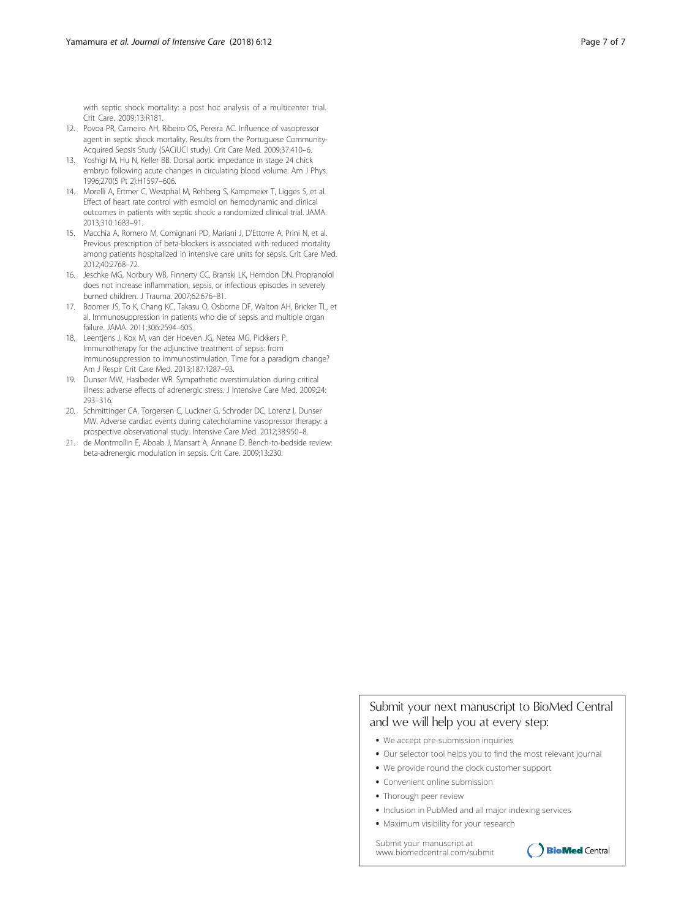with septic shock mortality: a post hoc analysis of a multicenter trial. Crit Care. 2009;13:R181.

12. Povoa PR, Carneiro AH, Ribeiro OS, Pereira AC. Influence of vasopressor agent in septic shock mortality. Results from the Portuguese Community-Acquired Sepsis Study (SACiUCI study). Crit Care Med. 2009;37:410–6.
13. Yoshigi M, Hu N, Keller BB. Dorsal aortic impedance in stage 24 chick embryo following acute changes in circulating blood volume. Am J Phys. 1996;270(5 Pt 2):H1597–606.
14. Morelli A, Ertmer C, Westphal M, Rehberg S, Kampmeier T, Ligges S, et al. Effect of heart rate control with esmolol on hemodynamic and clinical outcomes in patients with septic shock: a randomized clinical trial. JAMA. 2013;310:1683–91.
15. Macchia A, Romero M, Comignani PD, Mariani J, D'Ettorre A, Prini N, et al. Previous prescription of beta-blockers is associated with reduced mortality among patients hospitalized in intensive care units for sepsis. Crit Care Med. 2012;40:2768–72.
16. Jeschke MG, Norbury WB, Finnerty CC, Branski LK, Herndon DN. Propranolol does not increase inflammation, sepsis, or infectious episodes in severely burned children. J Trauma. 2007;62:676–81.
17. Boomer JS, To K, Chang KC, Takasu O, Osborne DF, Walton AH, Bricker TL, et al. Immunosuppression in patients who die of sepsis and multiple organ failure. JAMA. 2011;306:2594–605.
18. Leentjens J, Kox M, van der Hoeven JG, Netea MG, Pickkers P. Immunotherapy for the adjunctive treatment of sepsis: from immunosuppression to immunostimulation. Time for a paradigm change? Am J Respir Crit Care Med. 2013;187:1287–93.
19. Dunser MW, Hasibeder WR. Sympathetic overstimulation during critical illness: adverse effects of adrenergic stress. J Intensive Care Med. 2009;24: 293–316.
20. Schmittinger CA, Torgersen C, Luckner G, Schroder DC, Lorenz I, Dunser MW. Adverse cardiac events during catecholamine vasopressor therapy: a prospective observational study. Intensive Care Med. 2012;38:950–8.
21. de Montmollin E, Aboab J, Mansart A, Annane D. Bench-to-bedside review: beta-adrenergic modulation in sepsis. Crit Care. 2009;13:230.

Submit your next manuscript to BioMed Central and we will help you at every step:

- We accept pre-submission inquiries
- Our selector tool helps you to find the most relevant journal
- We provide round the clock customer support
- Convenient online submission
- Thorough peer review
- Inclusion in PubMed and all major indexing services
- Maximum visibility for your research

Submit your manuscript at www.biomedcentral.com/submit

BioMed Central